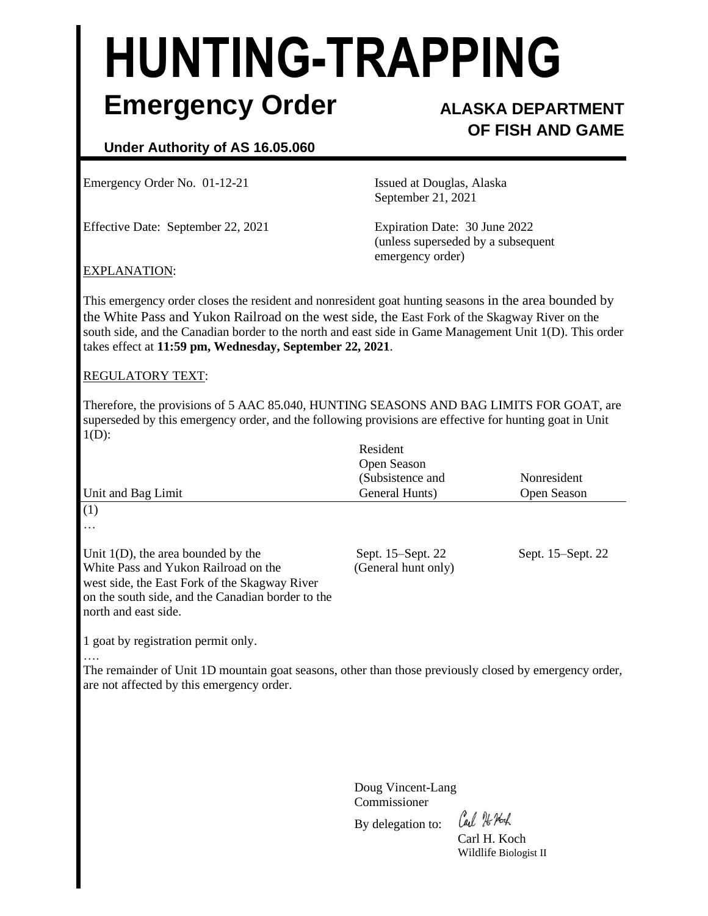# HUNTING-TRAPPING

## Emergency Order

**ALASKA DEPARTMENT OF FISH AND GAME**

**Under Authority of AS 16.05.060**

Emergency Order No. 01-12-21

Issued at Douglas, Alaska
September 21, 2021

Effective Date: September 22, 2021

Expiration Date: 30 June 2022
(unless superseded by a subsequent emergency order)

EXPLANATION:

This emergency order closes the resident and nonresident goat hunting seasons in the area bounded by the White Pass and Yukon Railroad on the west side, the East Fork of the Skagway River on the south side, and the Canadian border to the north and east side in Game Management Unit 1(D). This order takes effect at **11:59 pm, Wednesday, September 22, 2021**.

REGULATORY TEXT:

Therefore, the provisions of 5 AAC 85.040, HUNTING SEASONS AND BAG LIMITS FOR GOAT, are superseded by this emergency order, and the following provisions are effective for hunting goat in Unit 1(D):

| Unit and Bag Limit | Resident Open Season (Subsistence and General Hunts) | Nonresident Open Season |
|---|---|---|
| (1) | | |
| … | | |
| Unit 1(D), the area bounded by the White Pass and Yukon Railroad on the west side, the East Fork of the Skagway River on the south side, and the Canadian border to the north and east side. | Sept. 15–Sept. 22 (General hunt only) | Sept. 15–Sept. 22 |
| 1 goat by registration permit only. | | |
| …. | | |

The remainder of Unit 1D mountain goat seasons, other than those previously closed by emergency order, are not affected by this emergency order.

Doug Vincent-Lang
Commissioner

By delegation to: Carl H. Koch

Carl H. Koch
Wildlife Biologist II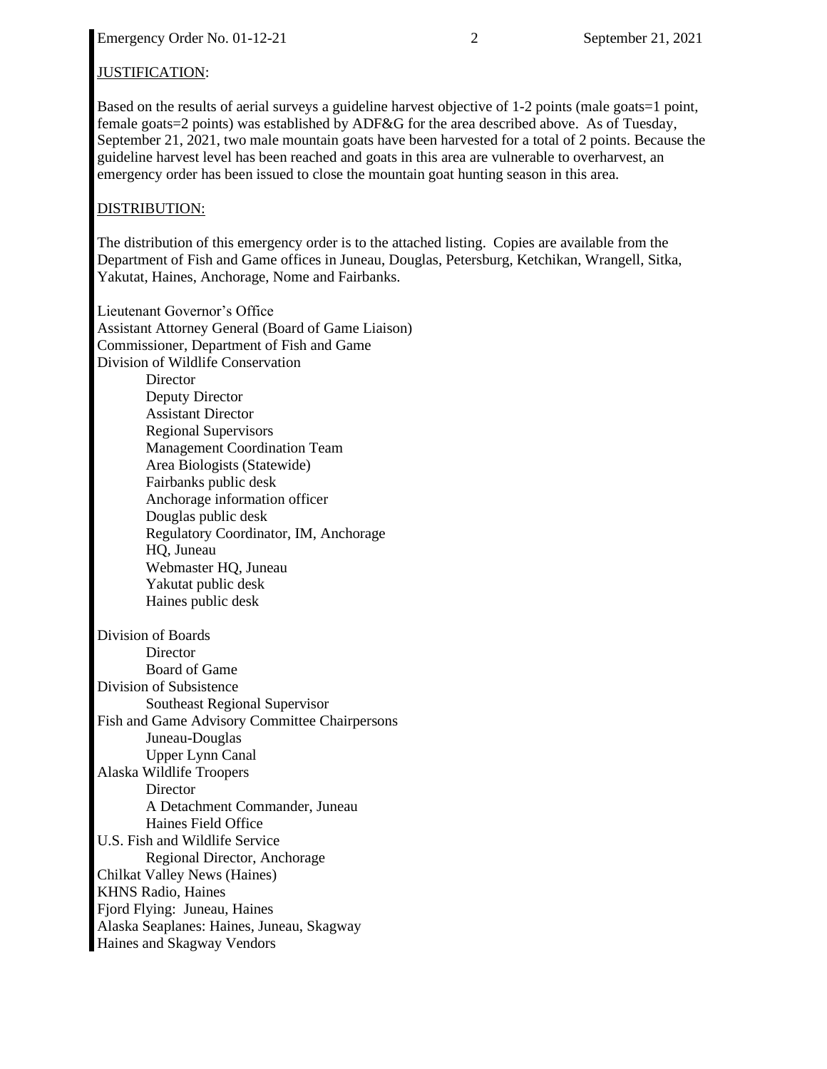JUSTIFICATION:

Based on the results of aerial surveys a guideline harvest objective of 1-2 points (male goats=1 point, female goats=2 points) was established by ADF&G for the area described above. As of Tuesday, September 21, 2021, two male mountain goats have been harvested for a total of 2 points. Because the guideline harvest level has been reached and goats in this area are vulnerable to overharvest, an emergency order has been issued to close the mountain goat hunting season in this area.

DISTRIBUTION:

The distribution of this emergency order is to the attached listing. Copies are available from the Department of Fish and Game offices in Juneau, Douglas, Petersburg, Ketchikan, Wrangell, Sitka, Yakutat, Haines, Anchorage, Nome and Fairbanks.

Lieutenant Governor's Office
Assistant Attorney General (Board of Game Liaison)
Commissioner, Department of Fish and Game
Division of Wildlife Conservation
- Director
- Deputy Director
- Assistant Director
- Regional Supervisors
- Management Coordination Team
- Area Biologists (Statewide)
- Fairbanks public desk
- Anchorage information officer
- Douglas public desk
- Regulatory Coordinator, IM, Anchorage
- HQ, Juneau
- Webmaster HQ, Juneau
- Yakutat public desk
- Haines public desk

Division of Boards
- Director
- Board of Game

Division of Subsistence
- Southeast Regional Supervisor

Fish and Game Advisory Committee Chairpersons
- Juneau-Douglas
- Upper Lynn Canal

Alaska Wildlife Troopers
- Director
- A Detachment Commander, Juneau
- Haines Field Office

U.S. Fish and Wildlife Service
- Regional Director, Anchorage

Chilkat Valley News (Haines)
KHNS Radio, Haines
Fjord Flying: Juneau, Haines
Alaska Seaplanes: Haines, Juneau, Skagway
Haines and Skagway Vendors